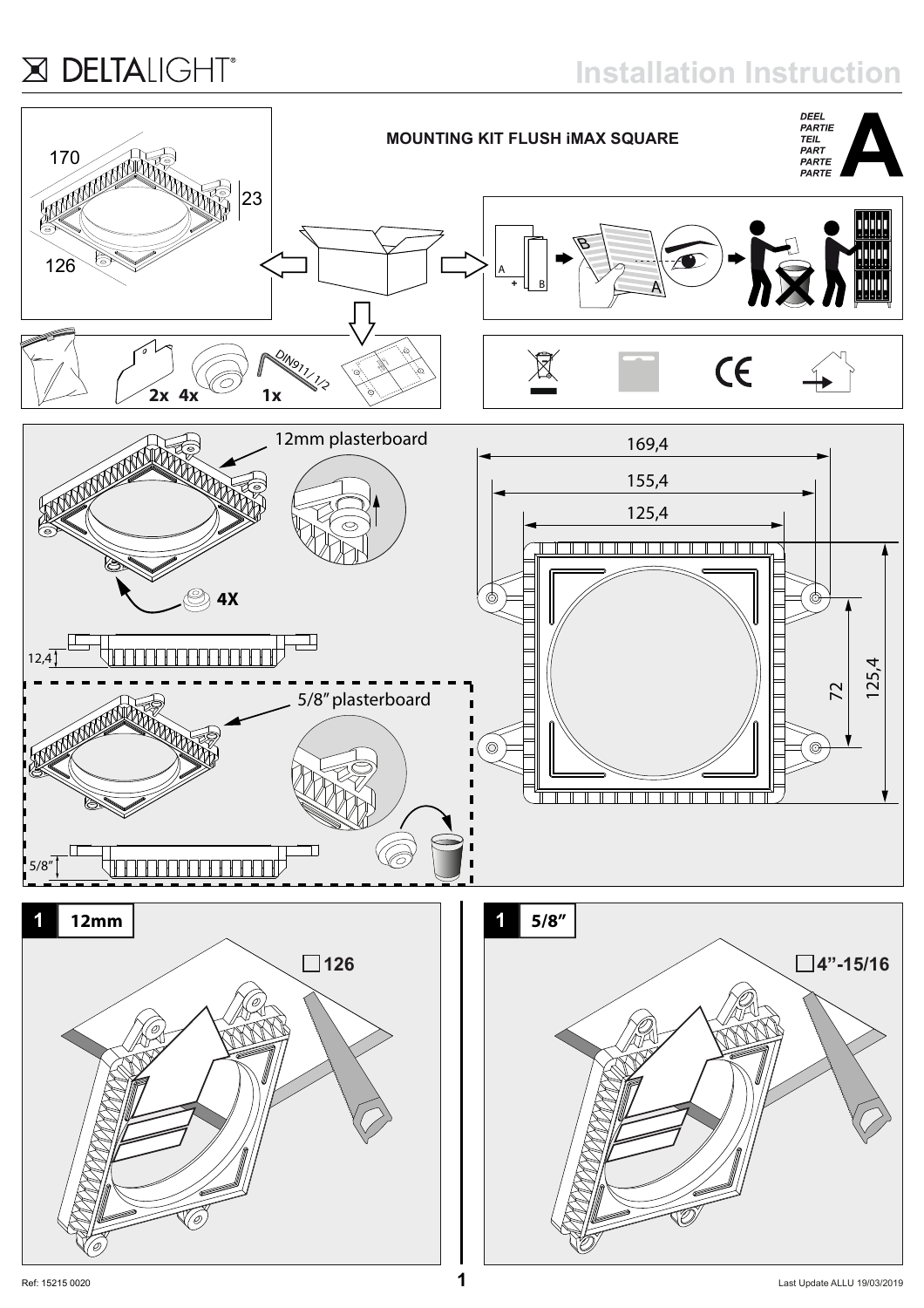DELTALIGHT

# Installation Instruction

## MOUNTING KIT FLUSH iMAX SQUARE

DEEL
PARTIE
TEIL
PART
PARTE
PARTE

**A**

170

23

126

A

B

2x 4x 1x

DIN911/ 1/2

12mm plasterboard

4X

12,4

5/8" plasterboard

5/8"

169,4

155,4

125,4

72

125,4

**1** **12mm**

□126

**1** **5/8"**

□4"-15/16

Ref: 15215 0020

Last Update ALLU 19/03/2019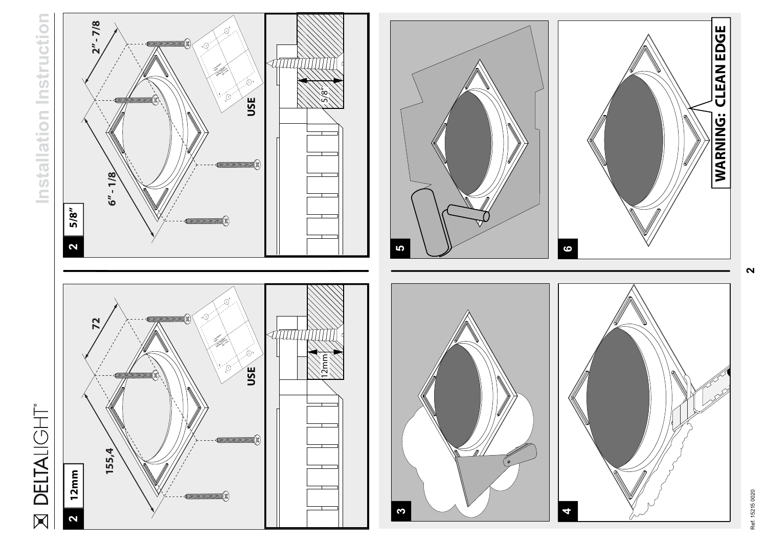2 12mm

155,4

72

USE

12mm

2 5/8"

6" - 1/8

2" - 7/8

USE

5/8"

3

4

5

6

WARNING: CLEAN EDGE

Ref: 15215 0020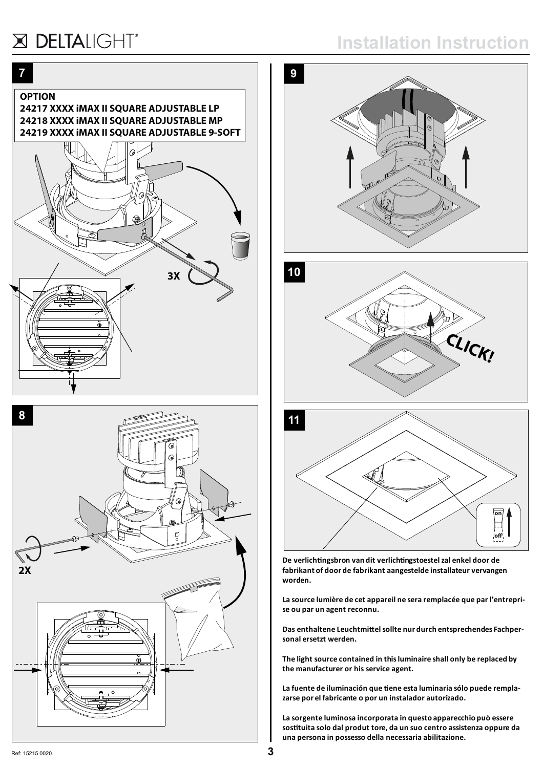**7**

**OPTION**
**24217 XXXX iMAX II SQUARE ADJUSTABLE LP**
**24218 XXXX iMAX II SQUARE ADJUSTABLE MP**
**24219 XXXX iMAX II SQUARE ADJUSTABLE 9-SOFT**

3X

**8**

2X

**9**

**10**

CLICK!

**11**

on
off

**De verlichtingsbron van dit verlichtingstoestel zal enkel door de fabrikant of door de fabrikant aangestelde installateur vervangen worden.**

**La source lumière de cet appareil ne sera remplacée que par l'entreprise ou par un agent reconnu.**

**Das enthaltene Leuchtmittel sollte nur durch entsprechendes Fachpersonal ersetzt werden.**

**The light source contained in this luminaire shall only be replaced by the manufacturer or his service agent.**

**La fuente de iluminación que tiene esta luminaria sólo puede remplazarse por el fabricante o por un instalador autorizado.**

**La sorgente luminosa incorporata in questo apparecchio può essere sostituita solo dal produt tore, da un suo centro assistenza oppure da una persona in possesso della necessaria abilitazione.**

Ref: 15215 0020